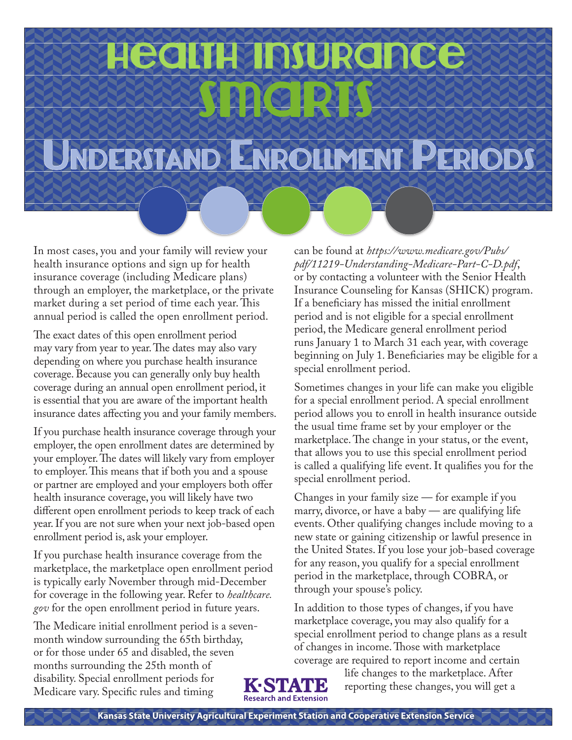# Health Insurance Smarts

## Understand Enrollment Periods

In most cases, you and your family will review your health insurance options and sign up for health insurance coverage (including Medicare plans) through an employer, the marketplace, or the private market during a set period of time each year. This annual period is called the open enrollment period.

The exact dates of this open enrollment period may vary from year to year. The dates may also vary depending on where you purchase health insurance coverage. Because you can generally only buy health coverage during an annual open enrollment period, it is essential that you are aware of the important health insurance dates affecting you and your family members.

If you purchase health insurance coverage through your employer, the open enrollment dates are determined by your employer. The dates will likely vary from employer to employer. This means that if both you and a spouse or partner are employed and your employers both offer health insurance coverage, you will likely have two different open enrollment periods to keep track of each year. If you are not sure when your next job-based open enrollment period is, ask your employer.

If you purchase health insurance coverage from the marketplace, the marketplace open enrollment period is typically early November through mid-December for coverage in the following year. Refer to *healthcare.gov* for the open enrollment period in future years.

The Medicare initial enrollment period is a seven-month window surrounding the 65th birthday, or for those under 65 and disabled, the seven months surrounding the 25th month of disability. Special enrollment periods for Medicare vary. Specific rules and timing can be found at *https://www.medicare.gov/Pubs/pdf/11219-Understanding-Medicare-Part-C-D.pdf*, or by contacting a volunteer with the Senior Health Insurance Counseling for Kansas (SHICK) program. If a beneficiary has missed the initial enrollment period and is not eligible for a special enrollment period, the Medicare general enrollment period runs January 1 to March 31 each year, with coverage beginning on July 1. Beneficiaries may be eligible for a special enrollment period.

Sometimes changes in your life can make you eligible for a special enrollment period. A special enrollment period allows you to enroll in health insurance outside the usual time frame set by your employer or the marketplace. The change in your status, or the event, that allows you to use this special enrollment period is called a qualifying life event. It qualifies you for the special enrollment period.

Changes in your family size — for example if you marry, divorce, or have a baby — are qualifying life events. Other qualifying changes include moving to a new state or gaining citizenship or lawful presence in the United States. If you lose your job-based coverage for any reason, you qualify for a special enrollment period in the marketplace, through COBRA, or through your spouse's policy.

In addition to those types of changes, if you have marketplace coverage, you may also qualify for a special enrollment period to change plans as a result of changes in income. Those with marketplace coverage are required to report income and certain life changes to the marketplace. After reporting these changes, you will get a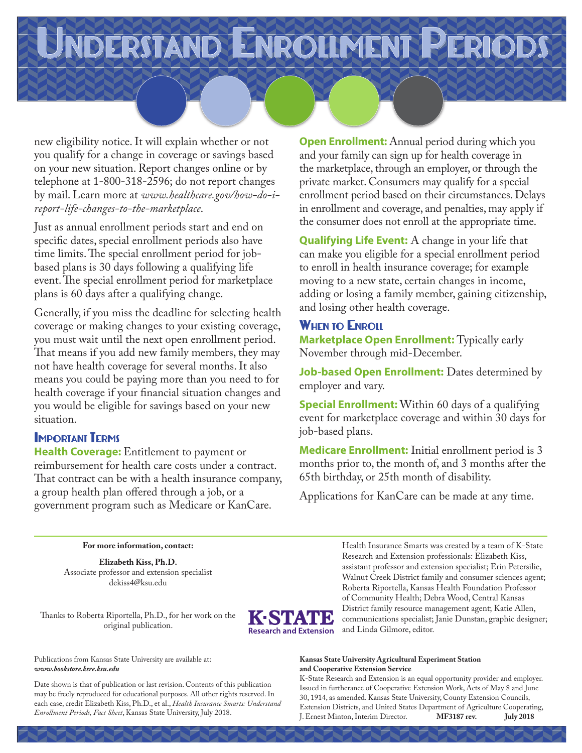# Understand Enrollment Periods

new eligibility notice. It will explain whether or not you qualify for a change in coverage or savings based on your new situation. Report changes online or by telephone at 1-800-318-2596; do not report changes by mail. Learn more at *www.healthcare.gov/how-do-i-report-life-changes-to-the-marketplace*.

Just as annual enrollment periods start and end on specific dates, special enrollment periods also have time limits. The special enrollment period for job-based plans is 30 days following a qualifying life event. The special enrollment period for marketplace plans is 60 days after a qualifying change.

Generally, if you miss the deadline for selecting health coverage or making changes to your existing coverage, you must wait until the next open enrollment period. That means if you add new family members, they may not have health coverage for several months. It also means you could be paying more than you need to for health coverage if your financial situation changes and you would be eligible for savings based on your new situation.

## Important Terms

**Health Coverage:** Entitlement to payment or reimbursement for health care costs under a contract. That contract can be with a health insurance company, a group health plan offered through a job, or a government program such as Medicare or KanCare.

**Open Enrollment:** Annual period during which you and your family can sign up for health coverage in the marketplace, through an employer, or through the private market. Consumers may qualify for a special enrollment period based on their circumstances. Delays in enrollment and coverage, and penalties, may apply if the consumer does not enroll at the appropriate time.

**Qualifying Life Event:** A change in your life that can make you eligible for a special enrollment period to enroll in health insurance coverage; for example moving to a new state, certain changes in income, adding or losing a family member, gaining citizenship, and losing other health coverage.

## When to Enroll

**Marketplace Open Enrollment:** Typically early November through mid-December.

**Job-based Open Enrollment:** Dates determined by employer and vary.

**Special Enrollment:** Within 60 days of a qualifying event for marketplace coverage and within 30 days for job-based plans.

**Medicare Enrollment:** Initial enrollment period is 3 months prior to, the month of, and 3 months after the 65th birthday, or 25th month of disability.

Applications for KanCare can be made at any time.

---

**For more information, contact:**

**Elizabeth Kiss, Ph.D.**
Associate professor and extension specialist
dekiss4@ksu.edu

Thanks to Roberta Riportella, Ph.D., for her work on the original publication.

Health Insurance Smarts was created by a team of K-State Research and Extension professionals: Elizabeth Kiss, assistant professor and extension specialist; Erin Petersilie, Walnut Creek District family and consumer sciences agent; Roberta Riportella, Kansas Health Foundation Professor of Community Health; Debra Wood, Central Kansas District family resource management agent; Katie Allen, communications specialist; Janie Dunstan, graphic designer; and Linda Gilmore, editor.

K·STATE Research and Extension

Publications from Kansas State University are available at: ***www.bookstore.ksre.ksu.edu***

Date shown is that of publication or last revision. Contents of this publication may be freely reproduced for educational purposes. All other rights reserved. In each case, credit Elizabeth Kiss, Ph.D., et al., *Health Insurance Smarts: Understand Enrollment Periods, Fact Sheet*, Kansas State University, July 2018.

**Kansas State University Agricultural Experiment Station and Cooperative Extension Service**

K-State Research and Extension is an equal opportunity provider and employer. Issued in furtherance of Cooperative Extension Work, Acts of May 8 and June 30, 1914, as amended. Kansas State University, County Extension Councils, Extension Districts, and United States Department of Agriculture Cooperating, J. Ernest Minton, Interim Director. **MF3187 rev.** **July 2018**